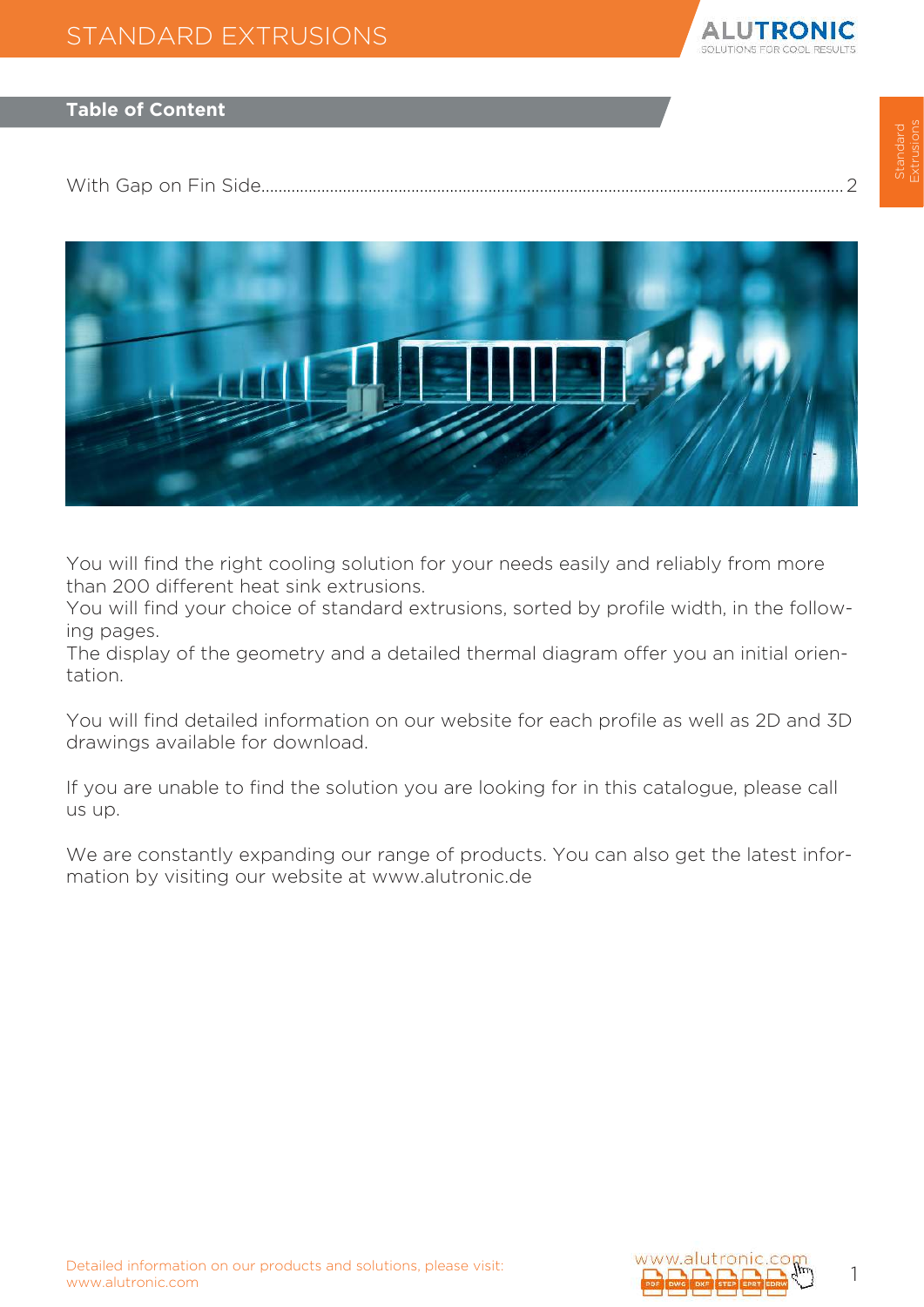## Table of Content

With Gap on Fin Side........................................................................................................................................ 2

You will find the right cooling solution for your needs easily and reliably from more than 200 different heat sink extrusions.
You will find your choice of standard extrusions, sorted by profile width, in the following pages.
The display of the geometry and a detailed thermal diagram offer you an initial orientation.

You will find detailed information on our website for each profile as well as 2D and 3D drawings available for download.

If you are unable to find the solution you are looking for in this catalogue, please call us up.

We are constantly expanding our range of products. You can also get the latest information by visiting our website at www.alutronic.de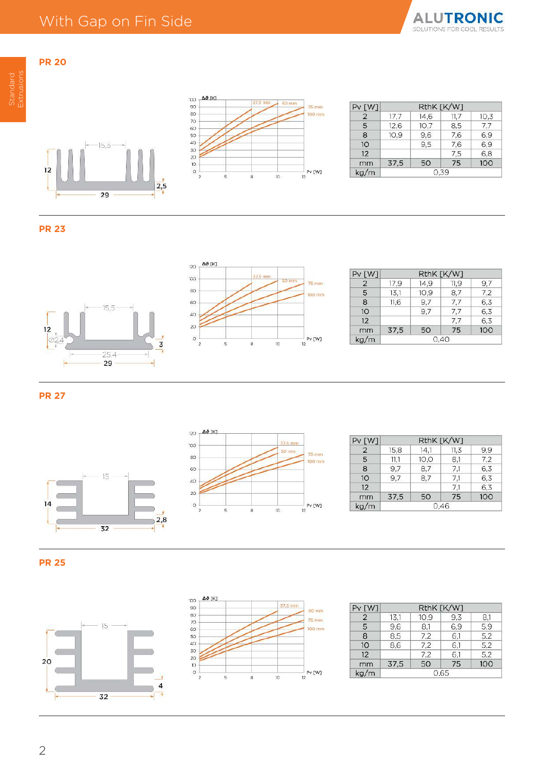# With Gap on Fin Side

## PR 20

| Pv [W] | RthK [K/W] | | | |
|---|---|---|---|---|
| 2 | 17,7 | 14,6 | 11,7 | 10,3 |
| 5 | 12,6 | 10,7 | 8,5 | 7,7 |
| 8 | 10,9 | 9,6 | 7,6 | 6,9 |
| 10 | | 9,5 | 7,6 | 6,9 |
| 12 | | | 7,5 | 6,8 |
| mm | 37,5 | 50 | 75 | 100 |
| kg/m | 0,39 | | | |

## PR 23

| Pv [W] | RthK [K/W] | | | |
|---|---|---|---|---|
| 2 | 17,9 | 14,9 | 11,9 | 9,7 |
| 5 | 13,1 | 10,9 | 8,7 | 7,2 |
| 8 | 11,6 | 9,7 | 7,7 | 6,3 |
| 10 | | 9,7 | 7,7 | 6,3 |
| 12 | | | 7,7 | 6,3 |
| mm | 37,5 | 50 | 75 | 100 |
| kg/m | 0,40 | | | |

## PR 27

| Pv [W] | RthK [K/W] | | | |
|---|---|---|---|---|
| 2 | 15,8 | 14,1 | 11,3 | 9,9 |
| 5 | 11,1 | 10,0 | 8,1 | 7,2 |
| 8 | 9,7 | 8,7 | 7,1 | 6,3 |
| 10 | 9,7 | 8,7 | 7,1 | 6,3 |
| 12 | | | 7,1 | 6,3 |
| mm | 37,5 | 50 | 75 | 100 |
| kg/m | 0,46 | | | |

## PR 25

| Pv [W] | RthK [K/W] | | | |
|---|---|---|---|---|
| 2 | 13,1 | 10,9 | 9,3 | 8,1 |
| 5 | 9,6 | 8,1 | 6,9 | 5,9 |
| 8 | 8,5 | 7,2 | 6,1 | 5,2 |
| 10 | 8,6 | 7,2 | 6,1 | 5,2 |
| 12 | | 7,2 | 6,1 | 5,2 |
| mm | 37,5 | 50 | 75 | 100 |
| kg/m | 0,65 | | | |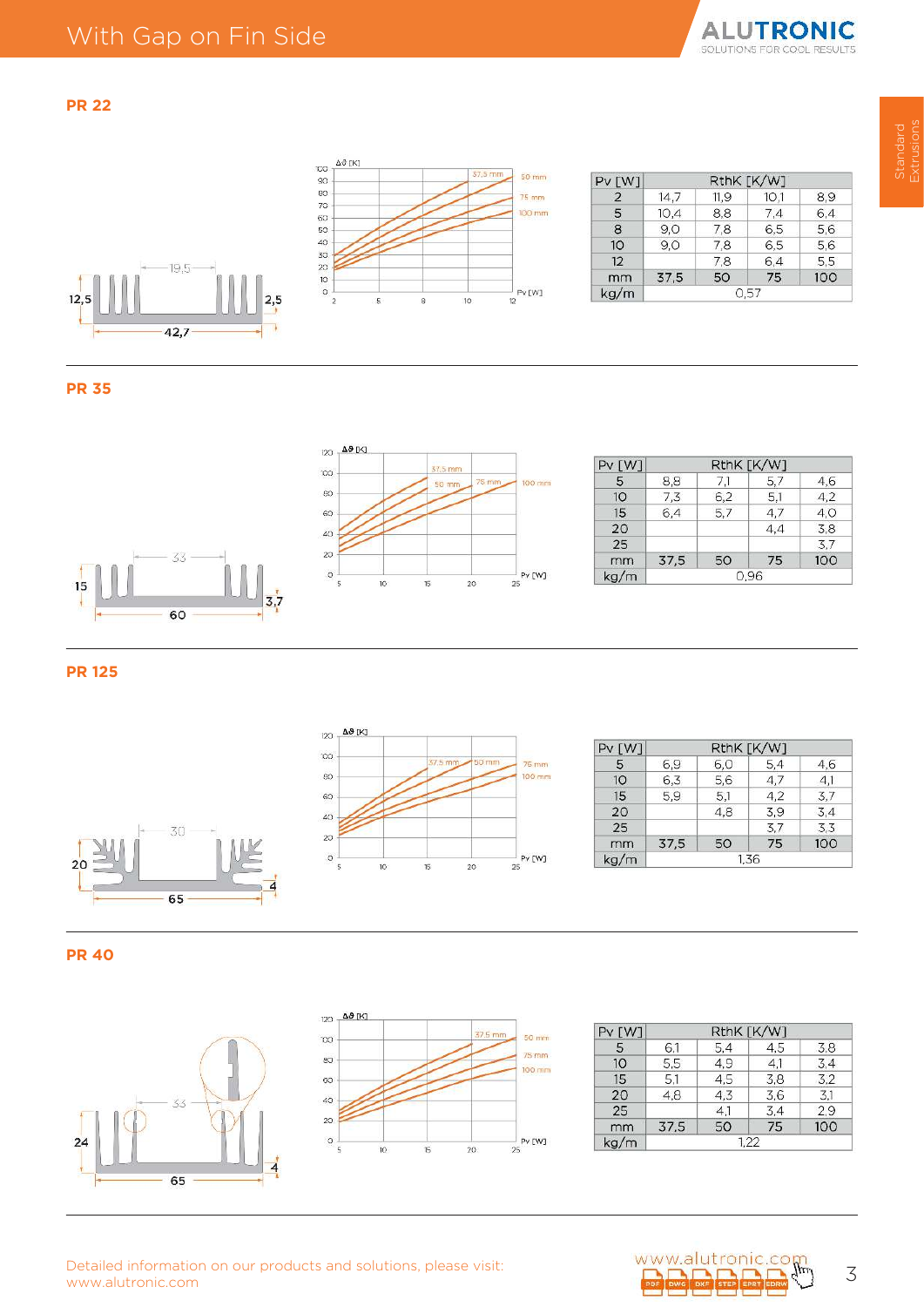# With Gap on Fin Side

## PR 22

| Pv [W] | RthK [K/W] | | | |
|---|---|---|---|---|
| 2 | 14,7 | 11,9 | 10,1 | 8,9 |
| 5 | 10,4 | 8,8 | 7,4 | 6,4 |
| 8 | 9,0 | 7,8 | 6,5 | 5,6 |
| 10 | 9,0 | 7,8 | 6,5 | 5,6 |
| 12 | | 7,8 | 6,4 | 5,5 |
| mm | 37,5 | 50 | 75 | 100 |
| kg/m | 0,57 | | | |

## PR 35

| Pv [W] | RthK [K/W] | | | |
|---|---|---|---|---|
| 5 | 8,8 | 7,1 | 5,7 | 4,6 |
| 10 | 7,3 | 6,2 | 5,1 | 4,2 |
| 15 | 6,4 | 5,7 | 4,7 | 4,0 |
| 20 | | | 4,4 | 3,8 |
| 25 | | | | 3,7 |
| mm | 37,5 | 50 | 75 | 100 |
| kg/m | 0,96 | | | |

## PR 125

| Pv [W] | RthK [K/W] | | | |
|---|---|---|---|---|
| 5 | 6,9 | 6,0 | 5,4 | 4,6 |
| 10 | 6,3 | 5,6 | 4,7 | 4,1 |
| 15 | 5,9 | 5,1 | 4,2 | 3,7 |
| 20 | | 4,8 | 3,9 | 3,4 |
| 25 | | | 3,7 | 3,3 |
| mm | 37,5 | 50 | 75 | 100 |
| kg/m | 1,36 | | | |

## PR 40

| Pv [W] | RthK [K/W] | | | |
|---|---|---|---|---|
| 5 | 6,1 | 5,4 | 4,5 | 3,8 |
| 10 | 5,5 | 4,9 | 4,1 | 3,4 |
| 15 | 5,1 | 4,5 | 3,8 | 3,2 |
| 20 | 4,8 | 4,3 | 3,6 | 3,1 |
| 25 | | 4,1 | 3,4 | 2,9 |
| mm | 37,5 | 50 | 75 | 100 |
| kg/m | 1,22 | | | |

Detailed information on our products and solutions, please visit:
www.alutronic.com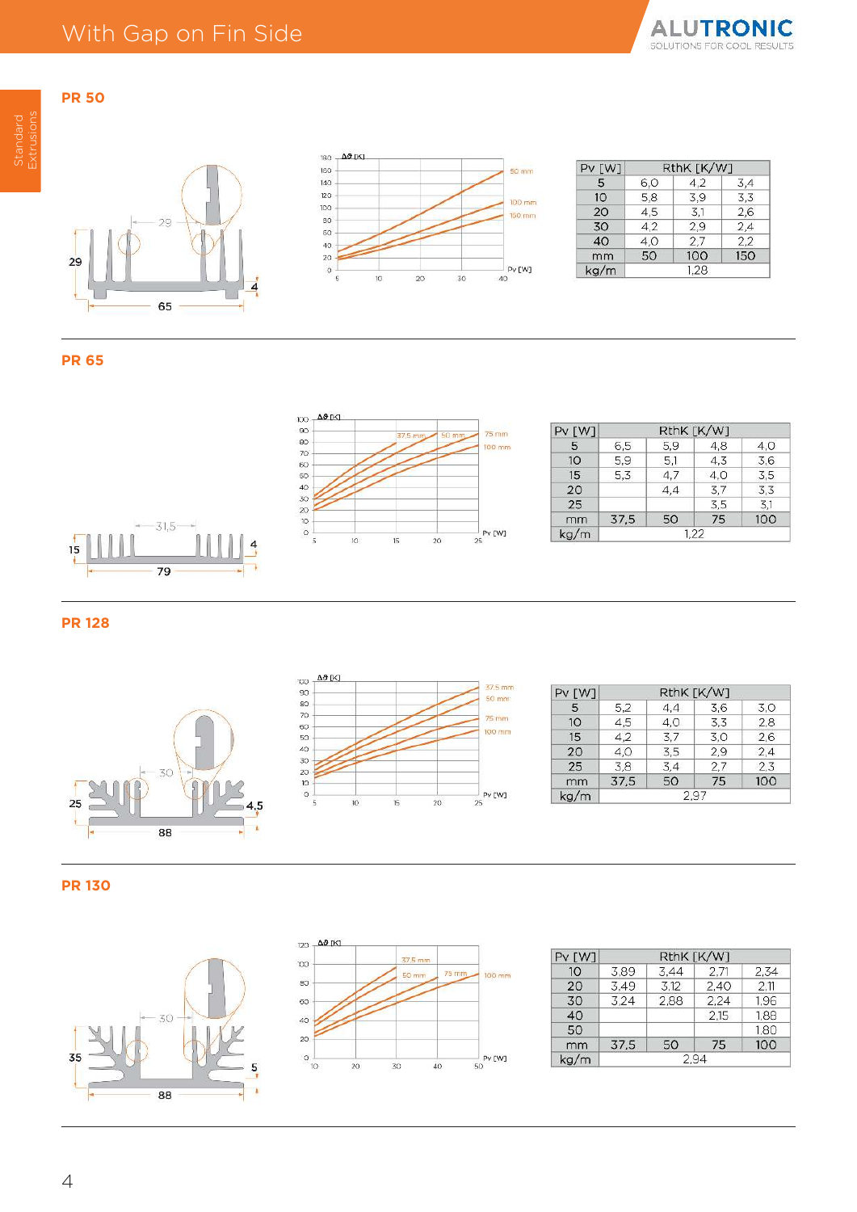# With Gap on Fin Side

## PR 50

| Pv [W] | RthK [K/W] | | |
|---|---|---|---|
| 5 | 6,0 | 4,2 | 3,4 |
| 10 | 5,8 | 3,9 | 3,3 |
| 20 | 4,5 | 3,1 | 2,6 |
| 30 | 4,2 | 2,9 | 2,4 |
| 40 | 4,0 | 2,7 | 2,2 |
| mm | 50 | 100 | 150 |
| kg/m | 1,28 | | |

## PR 65

| Pv [W] | RthK [K/W] | | | |
|---|---|---|---|---|
| 5 | 6,5 | 5,9 | 4,8 | 4,0 |
| 10 | 5,9 | 5,1 | 4,3 | 3,6 |
| 15 | 5,3 | 4,7 | 4,0 | 3,5 |
| 20 | | 4,4 | 3,7 | 3,3 |
| 25 | | | 3,5 | 3,1 |
| mm | 37,5 | 50 | 75 | 100 |
| kg/m | 1,22 | | | |

## PR 128

| Pv [W] | RthK [K/W] | | | |
|---|---|---|---|---|
| 5 | 5,2 | 4,4 | 3,6 | 3,0 |
| 10 | 4,5 | 4,0 | 3,3 | 2,8 |
| 15 | 4,2 | 3,7 | 3,0 | 2,6 |
| 20 | 4,0 | 3,5 | 2,9 | 2,4 |
| 25 | 3,8 | 3,4 | 2,7 | 2,3 |
| mm | 37,5 | 50 | 75 | 100 |
| kg/m | 2,97 | | | |

## PR 130

| Pv [W] | RthK [K/W] | | | |
|---|---|---|---|---|
| 10 | 3,89 | 3,44 | 2,71 | 2,34 |
| 20 | 3,49 | 3,12 | 2,40 | 2,11 |
| 30 | 3,24 | 2,88 | 2,24 | 1,96 |
| 40 | | | 2,15 | 1,88 |
| 50 | | | | 1,80 |
| mm | 37,5 | 50 | 75 | 100 |
| kg/m | 2,94 | | | |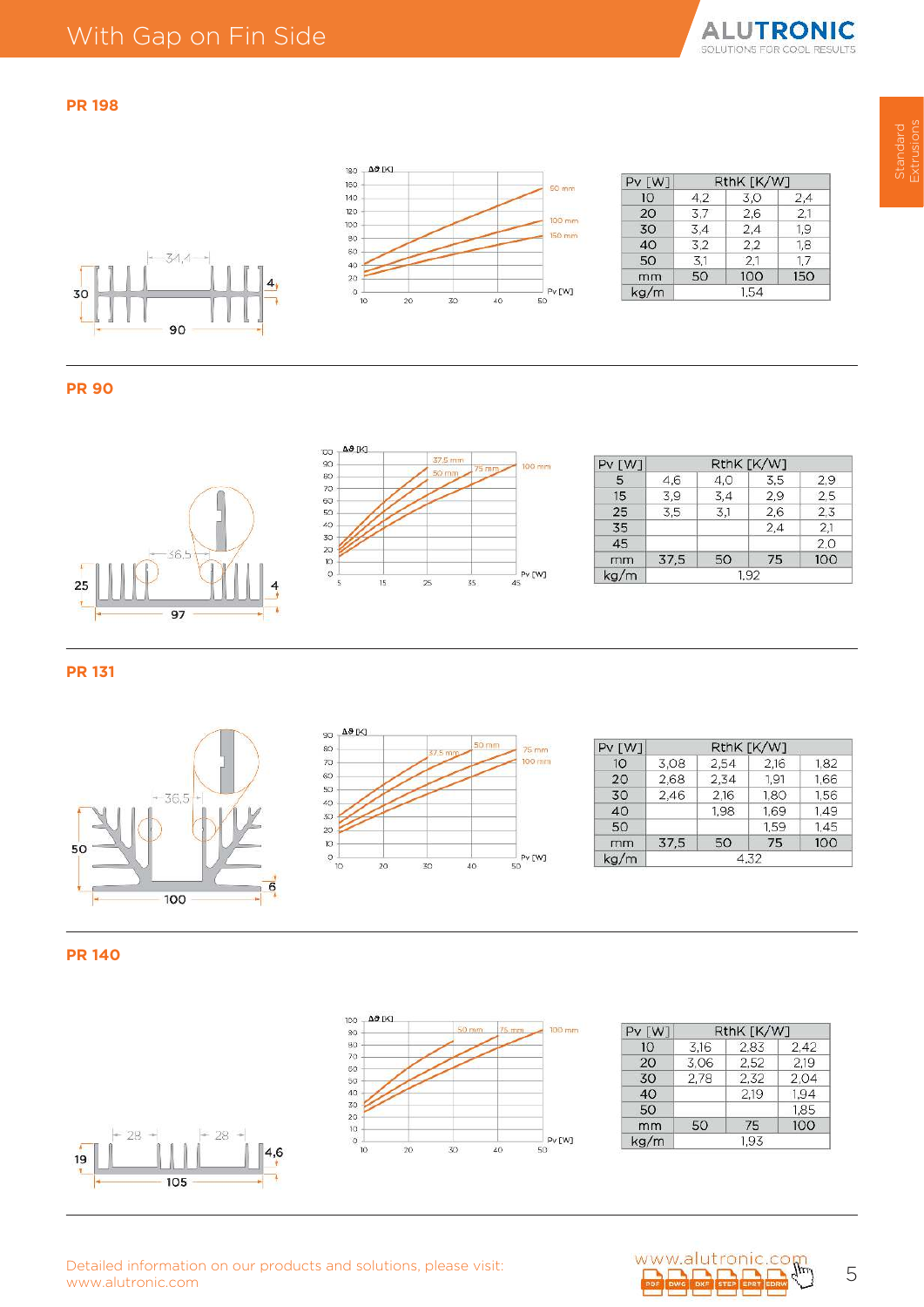## With Gap on Fin Side

### PR 198

| Pv [W] | RthK [K/W] | | |
|---|---|---|---|
| 10 | 4,2 | 3,0 | 2,4 |
| 20 | 3,7 | 2,6 | 2,1 |
| 30 | 3,4 | 2,4 | 1,9 |
| 40 | 3,2 | 2,2 | 1,8 |
| 50 | 3,1 | 2,1 | 1,7 |
| mm | 50 | 100 | 150 |
| kg/m | 1,54 | | |

### PR 90

| Pv [W] | RthK [K/W] | | | |
|---|---|---|---|---|
| 5 | 4,6 | 4,0 | 3,5 | 2,9 |
| 15 | 3,9 | 3,4 | 2,9 | 2,5 |
| 25 | 3,5 | 3,1 | 2,6 | 2,3 |
| 35 | | | 2,4 | 2,1 |
| 45 | | | | 2,0 |
| mm | 37,5 | 50 | 75 | 100 |
| kg/m | 1,92 | | | |

### PR 131

| Pv [W] | RthK [K/W] | | | |
|---|---|---|---|---|
| 10 | 3,08 | 2,54 | 2,16 | 1,82 |
| 20 | 2,68 | 2,34 | 1,91 | 1,66 |
| 30 | 2,46 | 2,16 | 1,80 | 1,56 |
| 40 | | 1,98 | 1,69 | 1,49 |
| 50 | | | 1,59 | 1,45 |
| mm | 37,5 | 50 | 75 | 100 |
| kg/m | 4,32 | | | |

### PR 140

| Pv [W] | RthK [K/W] | | |
|---|---|---|---|
| 10 | 3,16 | 2,83 | 2,42 |
| 20 | 3,06 | 2,52 | 2,19 |
| 30 | 2,78 | 2,32 | 2,04 |
| 40 | | 2,19 | 1,94 |
| 50 | | | 1,85 |
| mm | 50 | 75 | 100 |
| kg/m | 1,93 | | |

Detailed information on our products and solutions, please visit:
www.alutronic.com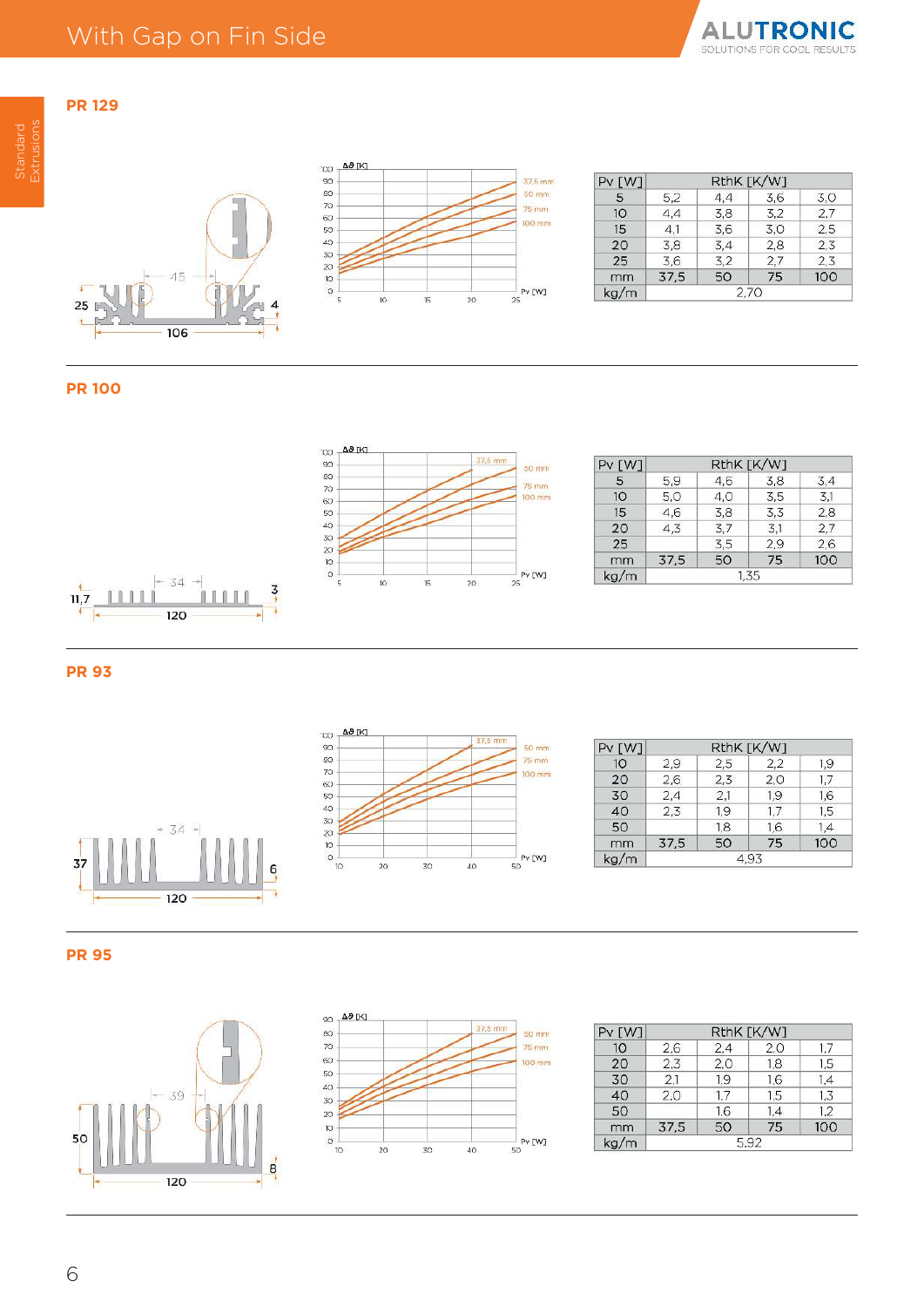# With Gap on Fin Side

## PR 129

| Pv [W] | RthK [K/W] | | | |
|---|---|---|---|---|
| 5 | 5,2 | 4,4 | 3,6 | 3,0 |
| 10 | 4,4 | 3,8 | 3,2 | 2,7 |
| 15 | 4,1 | 3,6 | 3,0 | 2,5 |
| 20 | 3,8 | 3,4 | 2,8 | 2,3 |
| 25 | 3,6 | 3,2 | 2,7 | 2,3 |
| mm | 37,5 | 50 | 75 | 100 |
| kg/m | 2,70 | | | |

## PR 100

| Pv [W] | RthK [K/W] | | | |
|---|---|---|---|---|
| 5 | 5,9 | 4,6 | 3,8 | 3,4 |
| 10 | 5,0 | 4,0 | 3,5 | 3,1 |
| 15 | 4,6 | 3,8 | 3,3 | 2,8 |
| 20 | 4,3 | 3,7 | 3,1 | 2,7 |
| 25 | | 3,5 | 2,9 | 2,6 |
| mm | 37,5 | 50 | 75 | 100 |
| kg/m | 1,35 | | | |

## PR 93

| Pv [W] | RthK [K/W] | | | |
|---|---|---|---|---|
| 10 | 2,9 | 2,5 | 2,2 | 1,9 |
| 20 | 2,6 | 2,3 | 2,0 | 1,7 |
| 30 | 2,4 | 2,1 | 1,9 | 1,6 |
| 40 | 2,3 | 1,9 | 1,7 | 1,5 |
| 50 | | 1,8 | 1,6 | 1,4 |
| mm | 37,5 | 50 | 75 | 100 |
| kg/m | 4,93 | | | |

## PR 95

| Pv [W] | RthK [K/W] | | | |
|---|---|---|---|---|
| 10 | 2,6 | 2,4 | 2,0 | 1,7 |
| 20 | 2,3 | 2,0 | 1,8 | 1,5 |
| 30 | 2,1 | 1,9 | 1,6 | 1,4 |
| 40 | 2,0 | 1,7 | 1,5 | 1,3 |
| 50 | | 1,6 | 1,4 | 1,2 |
| mm | 37,5 | 50 | 75 | 100 |
| kg/m | 5,92 | | | |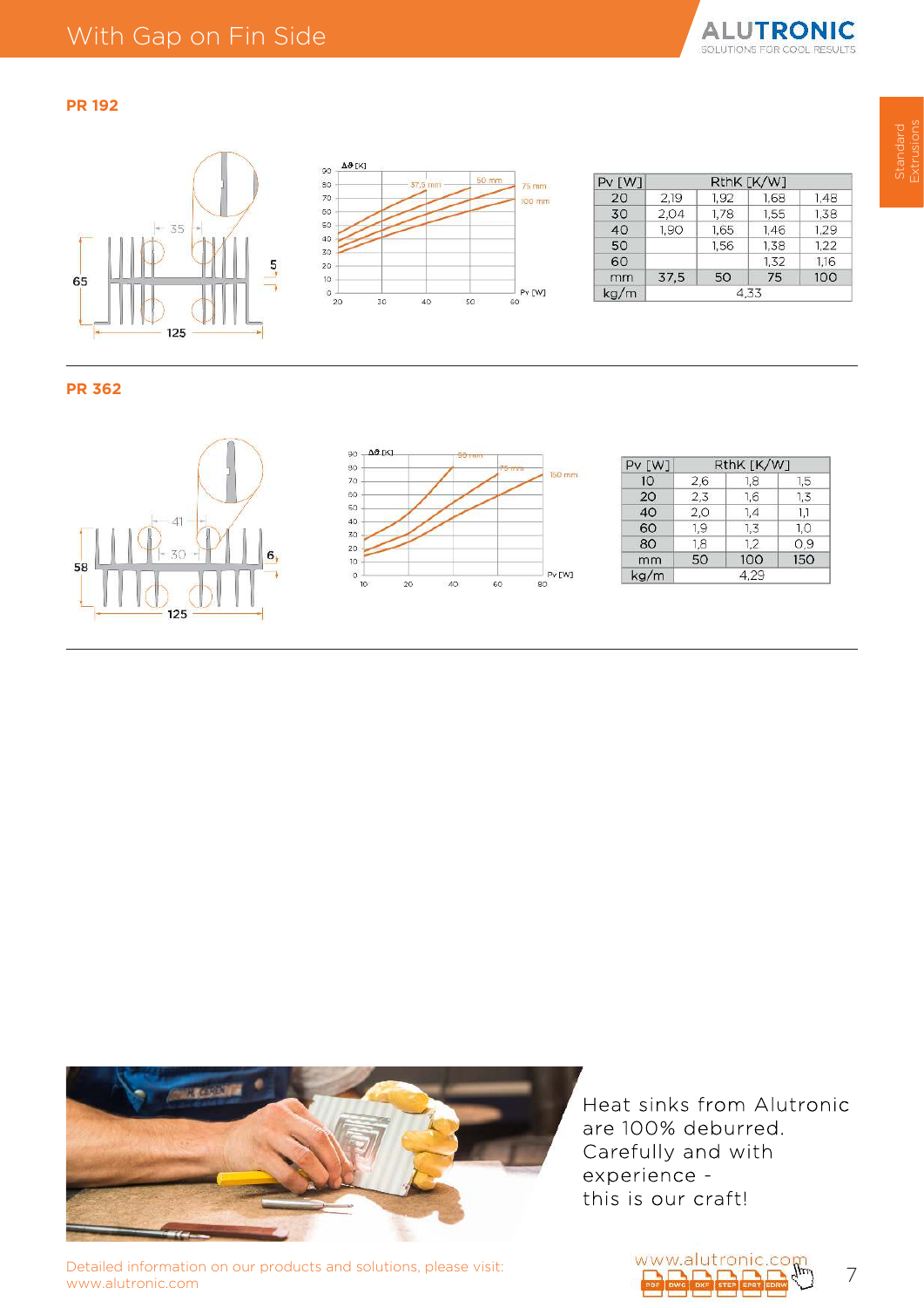## With Gap on Fin Side

### PR 192

35

65

5

125

Δϑ [K]

90
80
70
60
50
40
30
20
10
0

37,5 mm
50 mm
75 mm
100 mm

20 30 40 50 60

Pv [W]

| Pv [W] | RthK [K/W] | | | |
|---|---|---|---|---|
| 20 | 2,19 | 1,92 | 1,68 | 1,48 |
| 30 | 2,04 | 1,78 | 1,55 | 1,38 |
| 40 | 1,90 | 1,65 | 1,46 | 1,29 |
| 50 | | 1,56 | 1,38 | 1,22 |
| 60 | | | 1,32 | 1,16 |
| mm | 37,5 | 50 | 75 | 100 |
| kg/m | 4,33 | | | |

### PR 362

41

30

58

6

125

Δϑ [K]

90
80
70
60
50
40
30
20
10
0

50 mm
75 mm
150 mm

10 20 40 60 80

Pv [W]

| Pv [W] | RthK [K/W] | | |
|---|---|---|---|
| 10 | 2,6 | 1,8 | 1,5 |
| 20 | 2,3 | 1,6 | 1,3 |
| 40 | 2,0 | 1,4 | 1,1 |
| 60 | 1,9 | 1,3 | 1,0 |
| 80 | 1,8 | 1,2 | 0,9 |
| mm | 50 | 100 | 150 |
| kg/m | 4,29 | | |

Heat sinks from Alutronic are 100% deburred. Carefully and with experience - this is our craft!

Detailed information on our products and solutions, please visit: www.alutronic.com

www.alutronic.com

PDF DWG DXF STEP EPRT EDRW